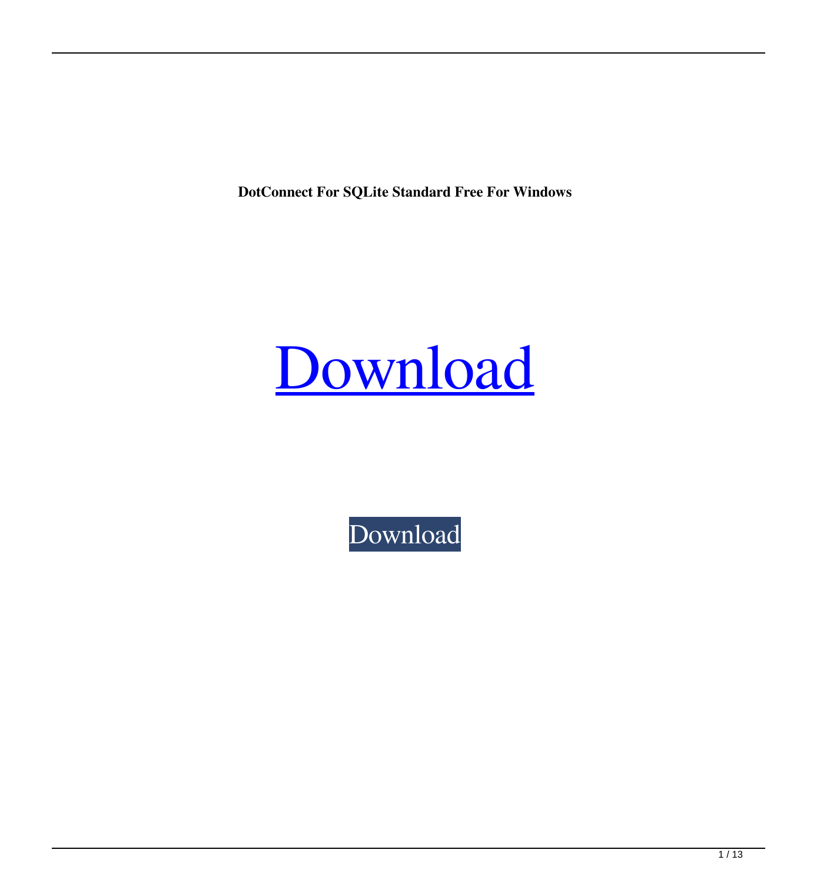**DotConnect For SQLite Standard Free For Windows**

Download

Download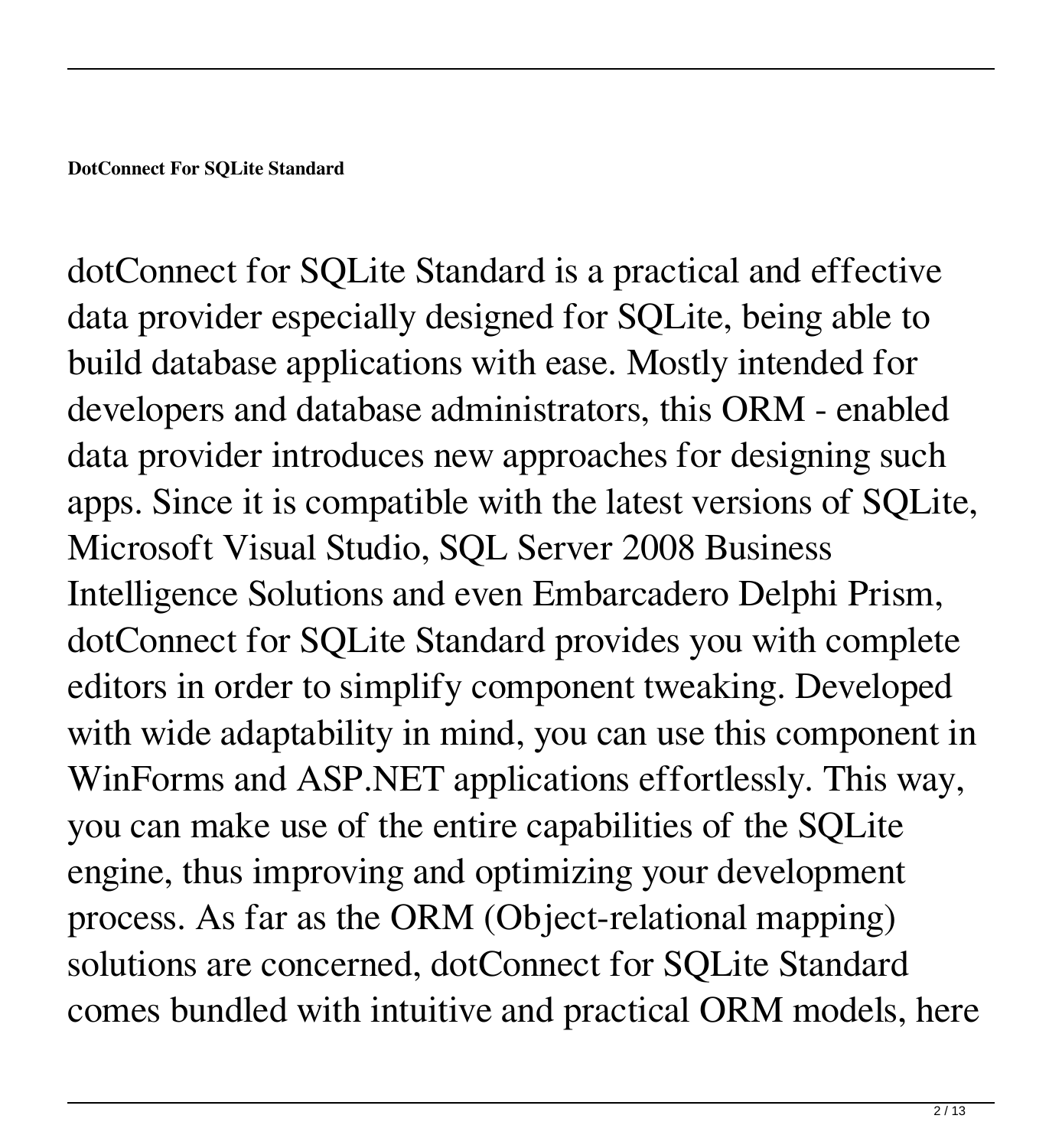**DotConnect For SQLite Standard**

dotConnect for SQLite Standard is a practical and effective data provider especially designed for SQLite, being able to build database applications with ease. Mostly intended for developers and database administrators, this ORM - enabled data provider introduces new approaches for designing such apps. Since it is compatible with the latest versions of SQLite, Microsoft Visual Studio, SQL Server 2008 Business Intelligence Solutions and even Embarcadero Delphi Prism, dotConnect for SQLite Standard provides you with complete editors in order to simplify component tweaking. Developed with wide adaptability in mind, you can use this component in WinForms and ASP.NET applications effortlessly. This way, you can make use of the entire capabilities of the SQLite engine, thus improving and optimizing your development process. As far as the ORM (Object-relational mapping) solutions are concerned, dotConnect for SQLite Standard comes bundled with intuitive and practical ORM models, here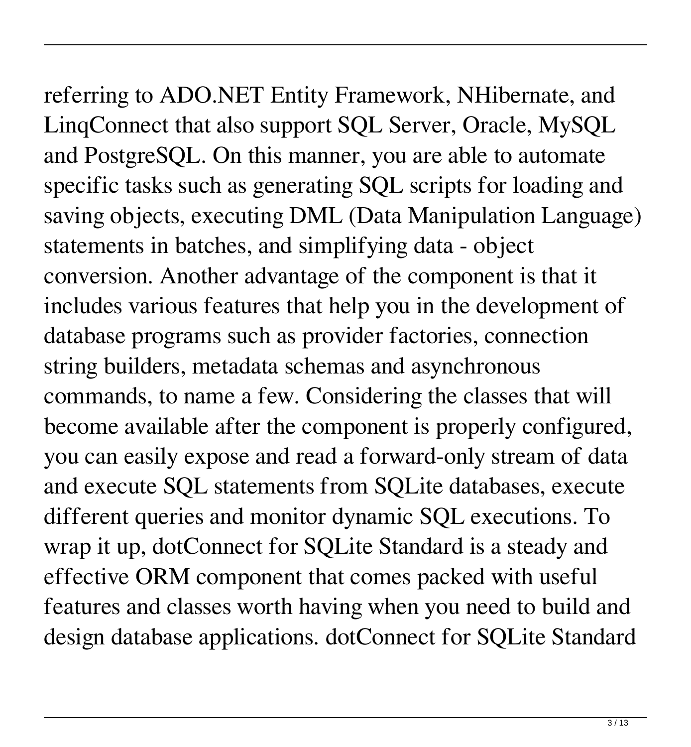referring to ADO.NET Entity Framework, NHibernate, and LinqConnect that also support SQL Server, Oracle, MySQL and PostgreSQL. On this manner, you are able to automate specific tasks such as generating SQL scripts for loading and saving objects, executing DML (Data Manipulation Language) statements in batches, and simplifying data - object conversion. Another advantage of the component is that it includes various features that help you in the development of database programs such as provider factories, connection string builders, metadata schemas and asynchronous commands, to name a few. Considering the classes that will become available after the component is properly configured, you can easily expose and read a forward-only stream of data and execute SQL statements from SQLite databases, execute different queries and monitor dynamic SQL executions. To wrap it up, dotConnect for SQLite Standard is a steady and effective ORM component that comes packed with useful features and classes worth having when you need to build and design database applications. dotConnect for SQLite Standard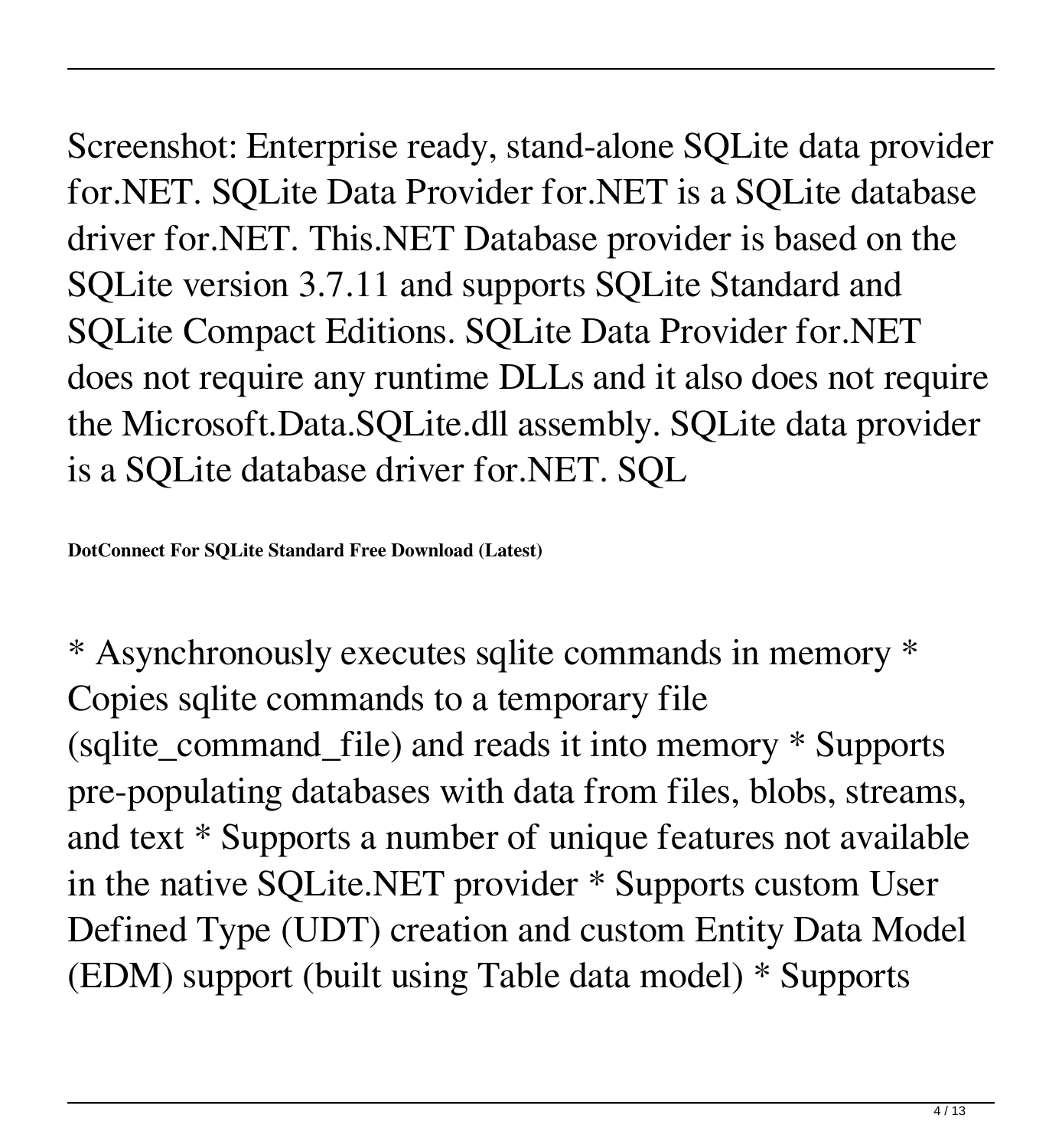Screenshot: Enterprise ready, stand-alone SQLite data provider for.NET. SQLite Data Provider for.NET is a SQLite database driver for.NET. This.NET Database provider is based on the SQLite version 3.7.11 and supports SQLite Standard and SQLite Compact Editions. SQLite Data Provider for.NET does not require any runtime DLLs and it also does not require the Microsoft.Data.SQLite.dll assembly. SQLite data provider is a SQLite database driver for.NET. SQL

**DotConnect For SQLite Standard Free Download (Latest)**

* Asynchronously executes sqlite commands in memory * Copies sqlite commands to a temporary file (sqlite_command_file) and reads it into memory * Supports pre-populating databases with data from files, blobs, streams, and text * Supports a number of unique features not available in the native SQLite.NET provider * Supports custom User Defined Type (UDT) creation and custom Entity Data Model (EDM) support (built using Table data model) * Supports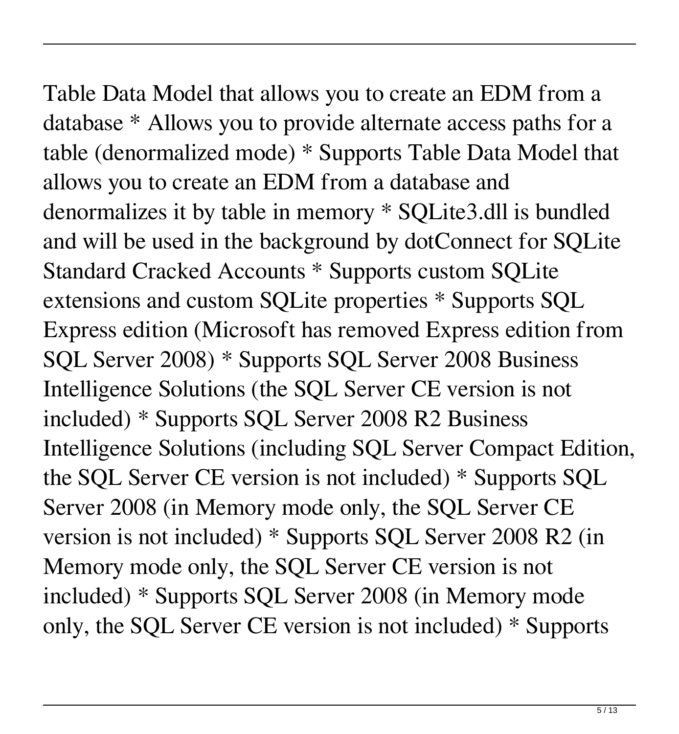Table Data Model that allows you to create an EDM from a database * Allows you to provide alternate access paths for a table (denormalized mode) * Supports Table Data Model that allows you to create an EDM from a database and denormalizes it by table in memory * SQLite3.dll is bundled and will be used in the background by dotConnect for SQLite Standard Cracked Accounts * Supports custom SQLite extensions and custom SQLite properties * Supports SQL Express edition (Microsoft has removed Express edition from SQL Server 2008) * Supports SQL Server 2008 Business Intelligence Solutions (the SQL Server CE version is not included) * Supports SQL Server 2008 R2 Business Intelligence Solutions (including SQL Server Compact Edition, the SQL Server CE version is not included) * Supports SQL Server 2008 (in Memory mode only, the SQL Server CE version is not included) * Supports SQL Server 2008 R2 (in Memory mode only, the SQL Server CE version is not included) * Supports SQL Server 2008 (in Memory mode only, the SQL Server CE version is not included) * Supports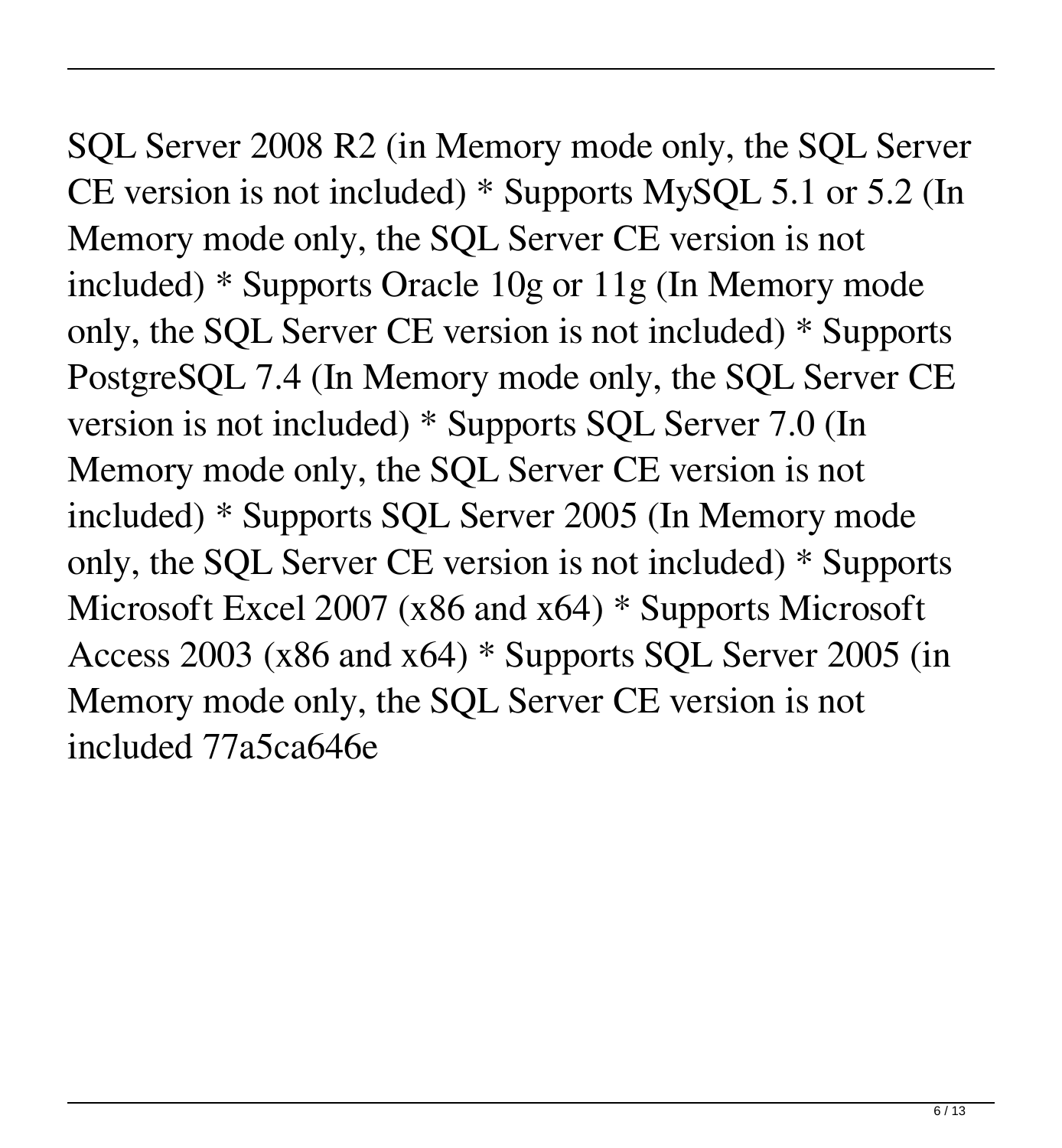SQL Server 2008 R2 (in Memory mode only, the SQL Server CE version is not included) * Supports MySQL 5.1 or 5.2 (In Memory mode only, the SQL Server CE version is not included) * Supports Oracle 10g or 11g (In Memory mode only, the SQL Server CE version is not included) * Supports PostgreSQL 7.4 (In Memory mode only, the SQL Server CE version is not included) * Supports SQL Server 7.0 (In Memory mode only, the SQL Server CE version is not included) * Supports SQL Server 2005 (In Memory mode only, the SQL Server CE version is not included) * Supports Microsoft Excel 2007 (x86 and x64) * Supports Microsoft Access 2003 (x86 and x64) * Supports SQL Server 2005 (in Memory mode only, the SQL Server CE version is not included 77a5ca646e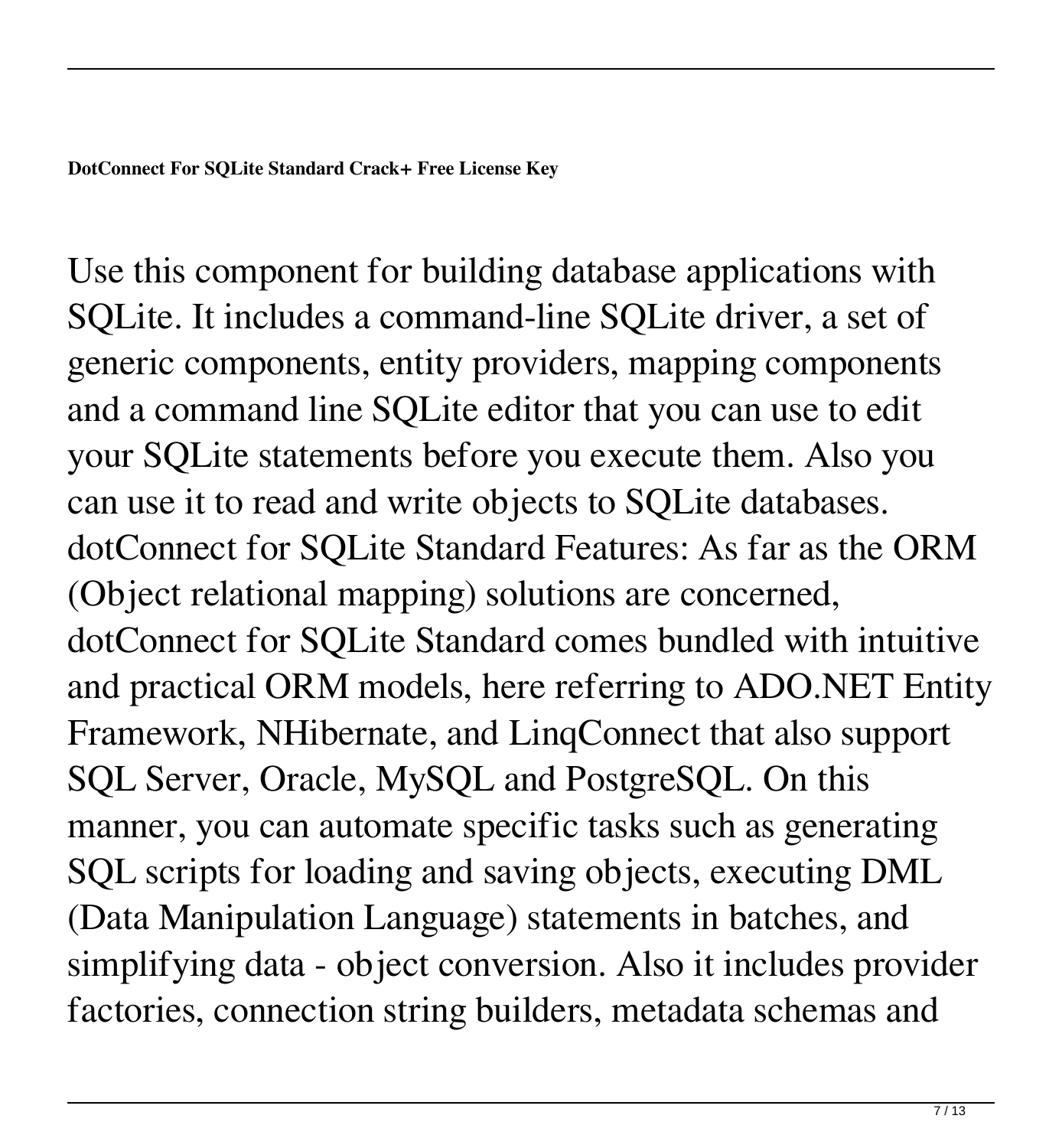**DotConnect For SQLite Standard Crack+ Free License Key**

Use this component for building database applications with SQLite. It includes a command-line SQLite driver, a set of generic components, entity providers, mapping components and a command line SQLite editor that you can use to edit your SQLite statements before you execute them. Also you can use it to read and write objects to SQLite databases. dotConnect for SQLite Standard Features: As far as the ORM (Object relational mapping) solutions are concerned, dotConnect for SQLite Standard comes bundled with intuitive and practical ORM models, here referring to ADO.NET Entity Framework, NHibernate, and LinqConnect that also support SQL Server, Oracle, MySQL and PostgreSQL. On this manner, you can automate specific tasks such as generating SQL scripts for loading and saving objects, executing DML (Data Manipulation Language) statements in batches, and simplifying data - object conversion. Also it includes provider factories, connection string builders, metadata schemas and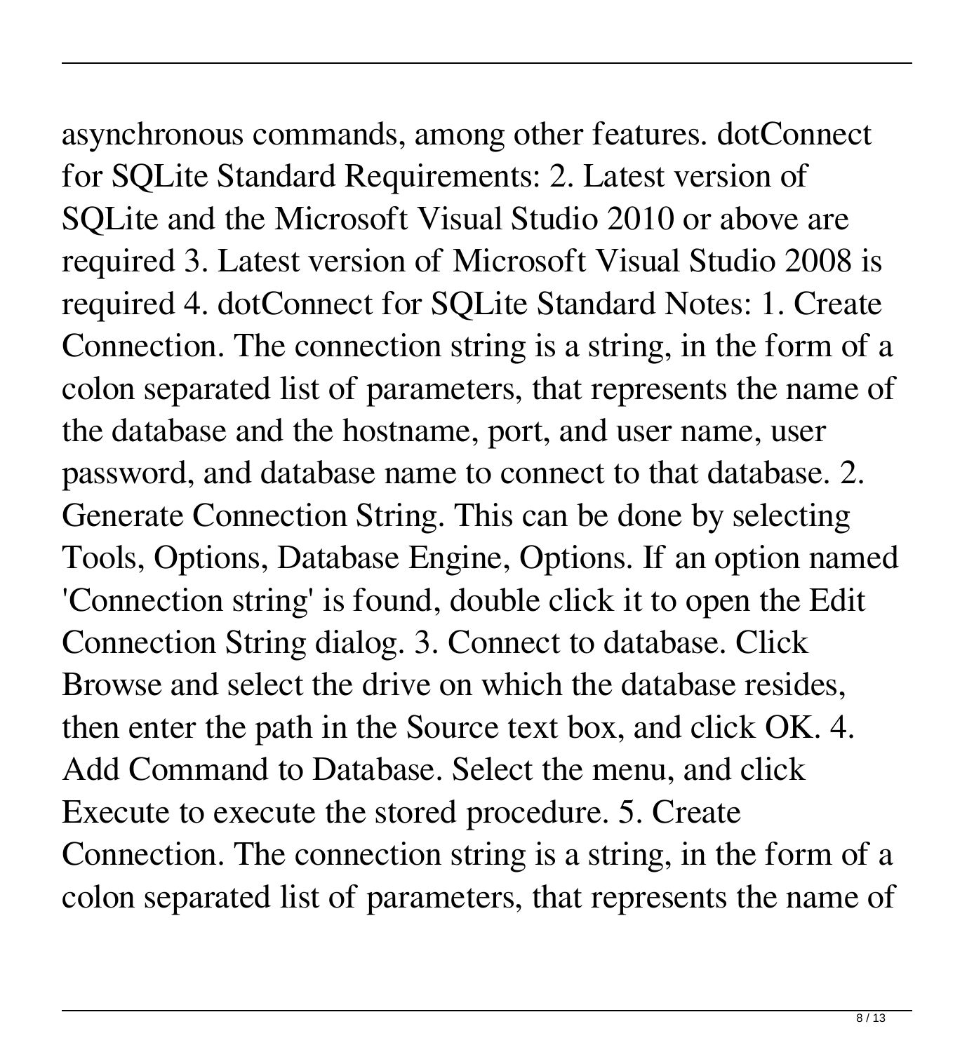asynchronous commands, among other features. dotConnect for SQLite Standard Requirements: 2. Latest version of SQLite and the Microsoft Visual Studio 2010 or above are required 3. Latest version of Microsoft Visual Studio 2008 is required 4. dotConnect for SQLite Standard Notes: 1. Create Connection. The connection string is a string, in the form of a colon separated list of parameters, that represents the name of the database and the hostname, port, and user name, user password, and database name to connect to that database. 2. Generate Connection String. This can be done by selecting Tools, Options, Database Engine, Options. If an option named 'Connection string' is found, double click it to open the Edit Connection String dialog. 3. Connect to database. Click Browse and select the drive on which the database resides, then enter the path in the Source text box, and click OK. 4. Add Command to Database. Select the menu, and click Execute to execute the stored procedure. 5. Create Connection. The connection string is a string, in the form of a colon separated list of parameters, that represents the name of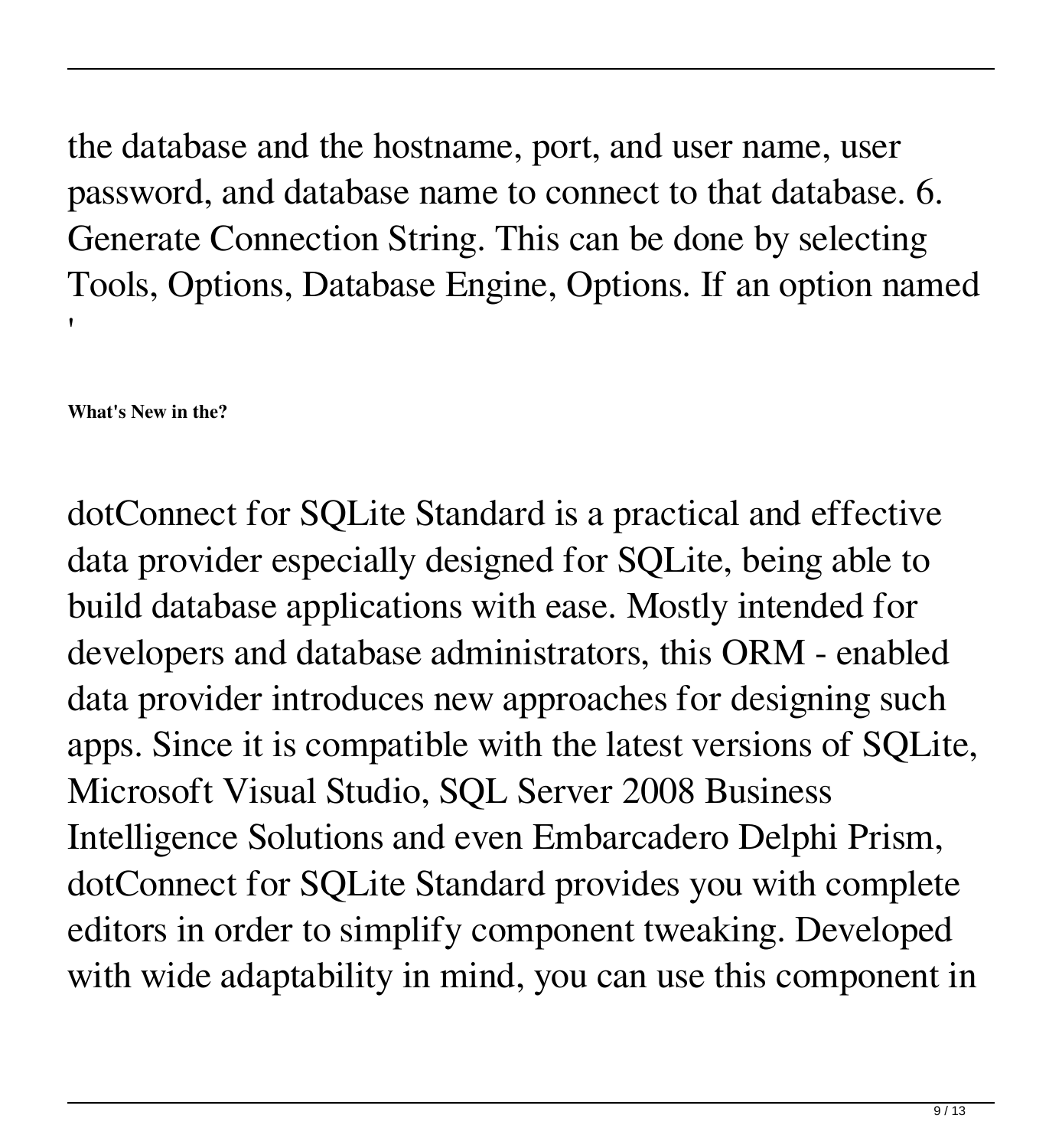the database and the hostname, port, and user name, user password, and database name to connect to that database. 6. Generate Connection String. This can be done by selecting Tools, Options, Database Engine, Options. If an option named '

**What's New in the?**

dotConnect for SQLite Standard is a practical and effective data provider especially designed for SQLite, being able to build database applications with ease. Mostly intended for developers and database administrators, this ORM - enabled data provider introduces new approaches for designing such apps. Since it is compatible with the latest versions of SQLite, Microsoft Visual Studio, SQL Server 2008 Business Intelligence Solutions and even Embarcadero Delphi Prism, dotConnect for SQLite Standard provides you with complete editors in order to simplify component tweaking. Developed with wide adaptability in mind, you can use this component in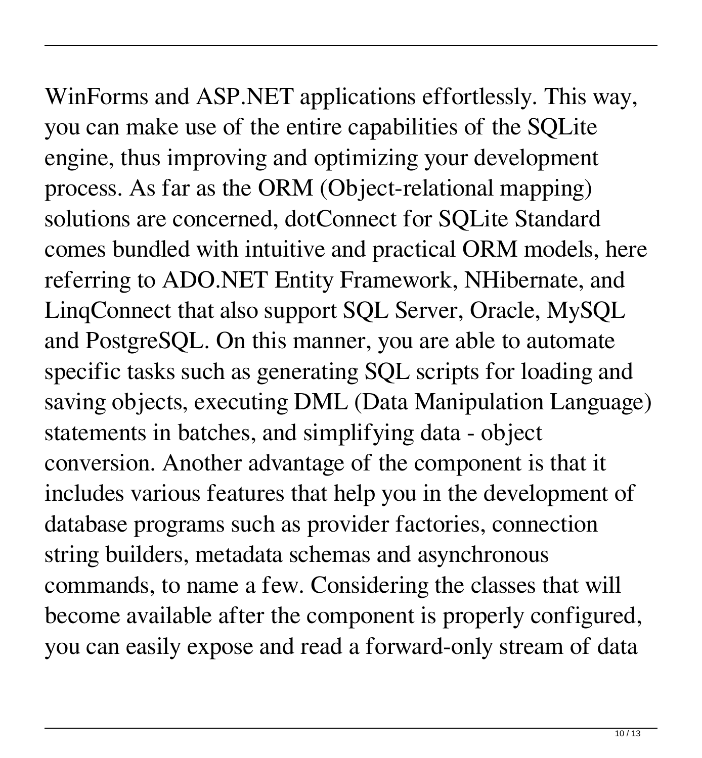WinForms and ASP.NET applications effortlessly. This way, you can make use of the entire capabilities of the SQLite engine, thus improving and optimizing your development process. As far as the ORM (Object-relational mapping) solutions are concerned, dotConnect for SQLite Standard comes bundled with intuitive and practical ORM models, here referring to ADO.NET Entity Framework, NHibernate, and LinqConnect that also support SQL Server, Oracle, MySQL and PostgreSQL. On this manner, you are able to automate specific tasks such as generating SQL scripts for loading and saving objects, executing DML (Data Manipulation Language) statements in batches, and simplifying data - object conversion. Another advantage of the component is that it includes various features that help you in the development of database programs such as provider factories, connection string builders, metadata schemas and asynchronous commands, to name a few. Considering the classes that will become available after the component is properly configured, you can easily expose and read a forward-only stream of data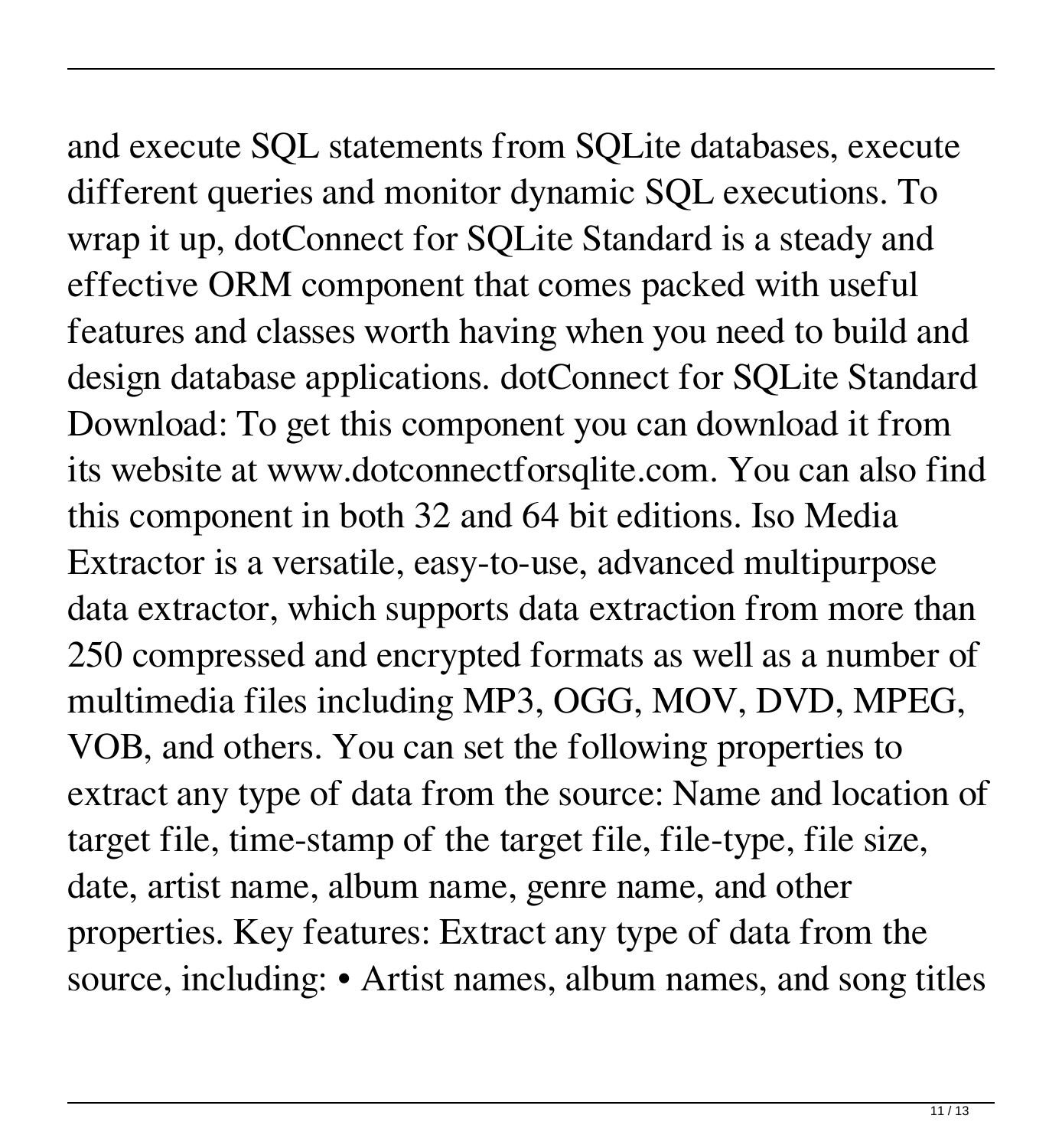and execute SQL statements from SQLite databases, execute different queries and monitor dynamic SQL executions. To wrap it up, dotConnect for SQLite Standard is a steady and effective ORM component that comes packed with useful features and classes worth having when you need to build and design database applications. dotConnect for SQLite Standard Download: To get this component you can download it from its website at www.dotconnectforsqlite.com. You can also find this component in both 32 and 64 bit editions. Iso Media Extractor is a versatile, easy-to-use, advanced multipurpose data extractor, which supports data extraction from more than 250 compressed and encrypted formats as well as a number of multimedia files including MP3, OGG, MOV, DVD, MPEG, VOB, and others. You can set the following properties to extract any type of data from the source: Name and location of target file, time-stamp of the target file, file-type, file size, date, artist name, album name, genre name, and other properties. Key features: Extract any type of data from the source, including: • Artist names, album names, and song titles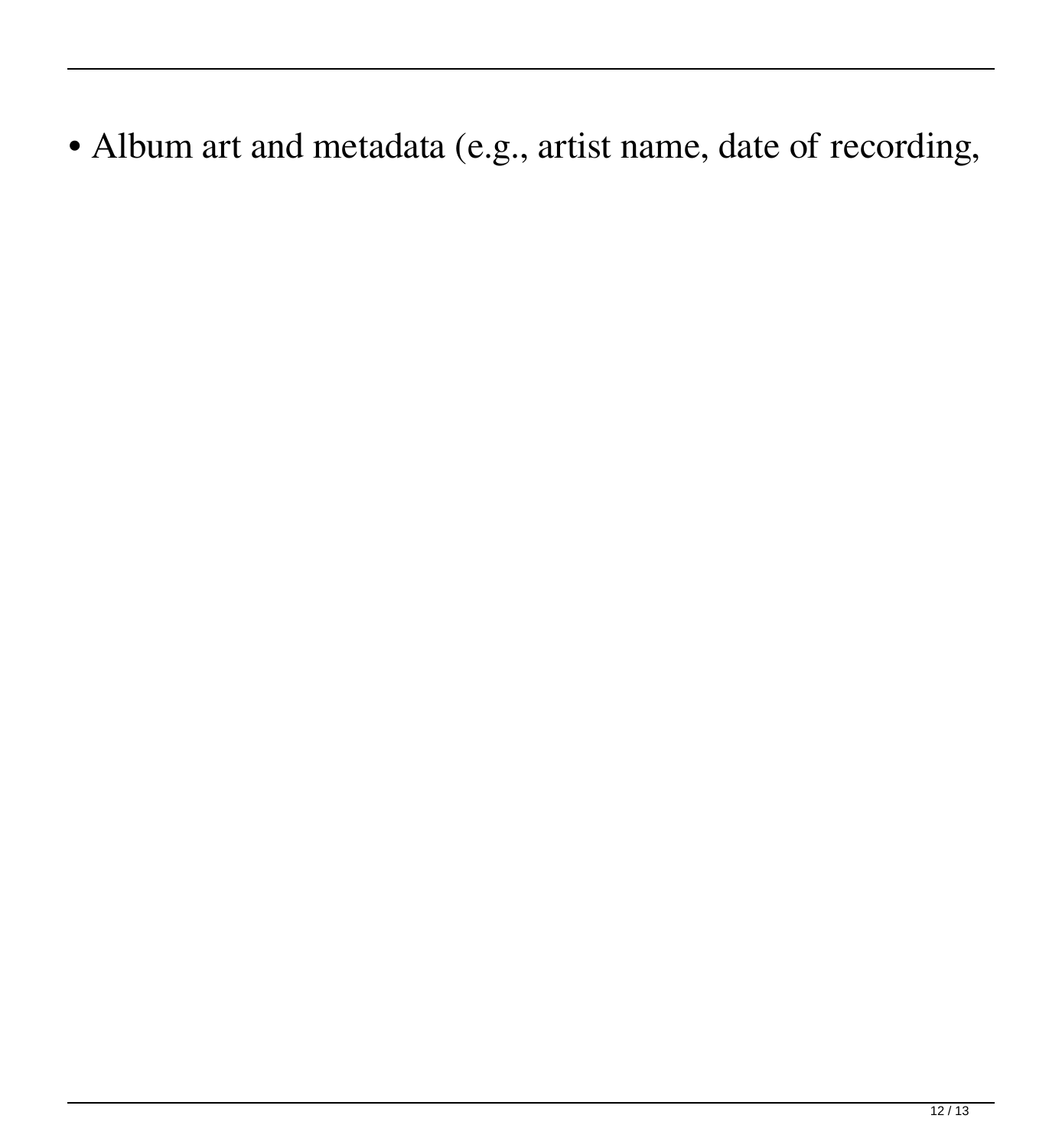- Album art and metadata (e.g., artist name, date of recording,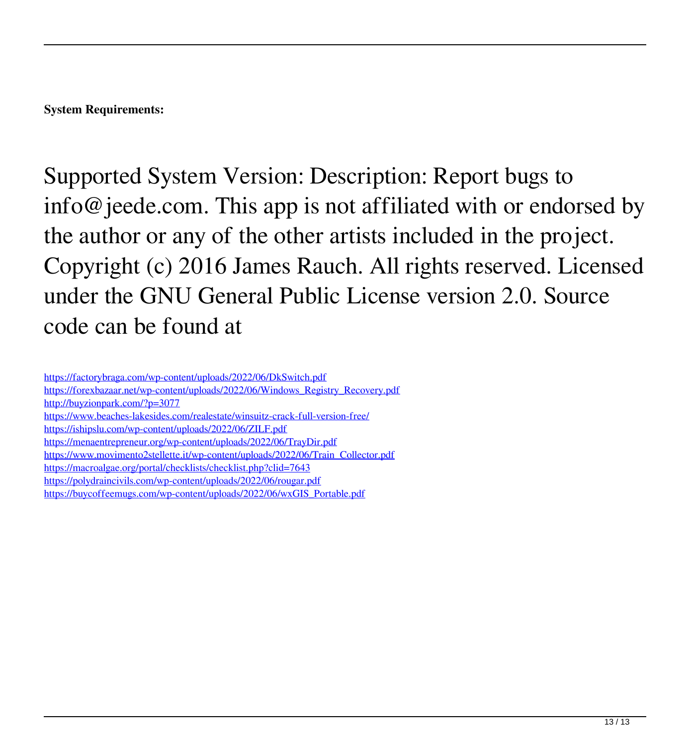**System Requirements:**

Supported System Version: Description: Report bugs to info@jeede.com. This app is not affiliated with or endorsed by the author or any of the other artists included in the project. Copyright (c) 2016 James Rauch. All rights reserved. Licensed under the GNU General Public License version 2.0. Source code can be found at

https://factorybraga.com/wp-content/uploads/2022/06/DkSwitch.pdf
https://forexbazaar.net/wp-content/uploads/2022/06/Windows_Registry_Recovery.pdf
http://buyzionpark.com/?p=3077
https://www.beaches-lakesides.com/realestate/winsuitz-crack-full-version-free/
https://ishipslu.com/wp-content/uploads/2022/06/ZILF.pdf
https://menaentrepreneur.org/wp-content/uploads/2022/06/TrayDir.pdf
https://www.movimento2stellette.it/wp-content/uploads/2022/06/Train_Collector.pdf
https://macroalgae.org/portal/checklists/checklist.php?clid=7643
https://polydraincivils.com/wp-content/uploads/2022/06/rougar.pdf
https://buycoffeemugs.com/wp-content/uploads/2022/06/wxGIS_Portable.pdf